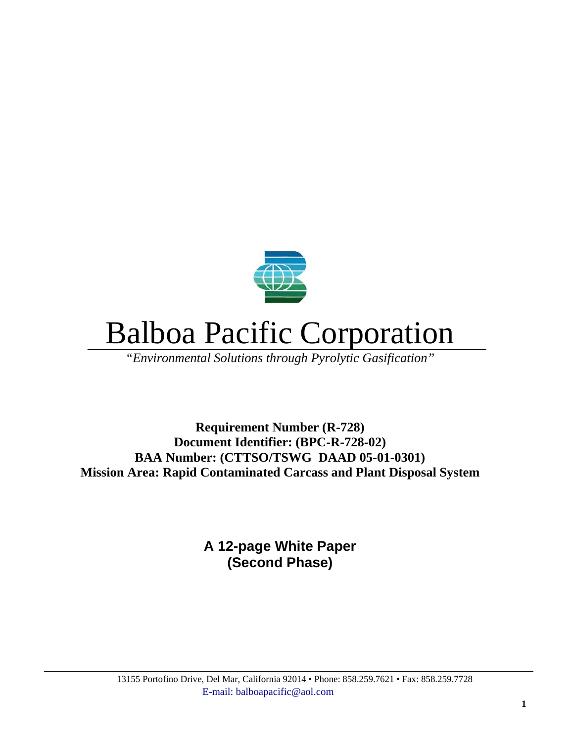# Balboa Pacific Corporation

*"Environmental Solutions through Pyrolytic Gasification"*

**Requirement Number (R-728)**
**Document Identifier: (BPC-R-728-02)**
**BAA Number: (CTTSO/TSWG DAAD 05-01-0301)**
**Mission Area: Rapid Contaminated Carcass and Plant Disposal System**

**A 12-page White Paper**
**(Second Phase)**

13155 Portofino Drive, Del Mar, California 92014 • Phone: 858.259.7621 • Fax: 858.259.7728
E-mail: balboapacific@aol.com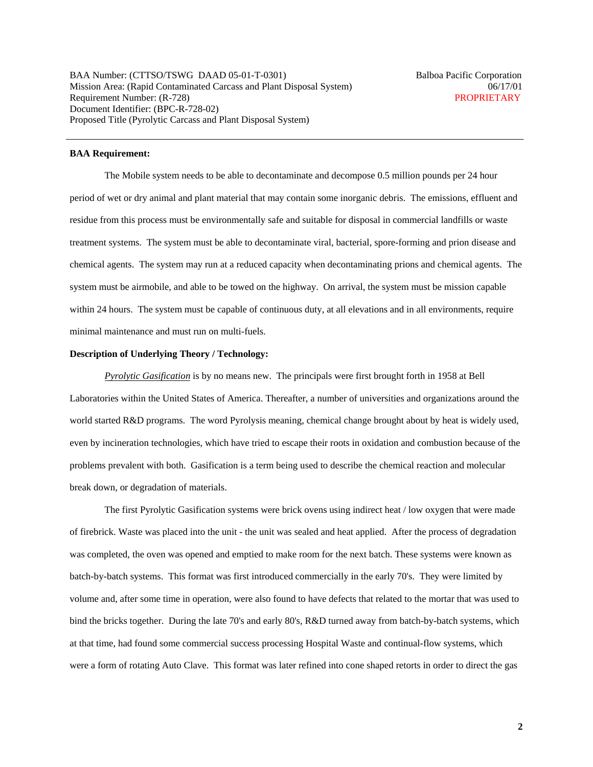**BAA Requirement:**

The Mobile system needs to be able to decontaminate and decompose 0.5 million pounds per 24 hour period of wet or dry animal and plant material that may contain some inorganic debris. The emissions, effluent and residue from this process must be environmentally safe and suitable for disposal in commercial landfills or waste treatment systems. The system must be able to decontaminate viral, bacterial, spore-forming and prion disease and chemical agents. The system may run at a reduced capacity when decontaminating prions and chemical agents. The system must be airmobile, and able to be towed on the highway. On arrival, the system must be mission capable within 24 hours. The system must be capable of continuous duty, at all elevations and in all environments, require minimal maintenance and must run on multi-fuels.

**Description of Underlying Theory / Technology:**

*Pyrolytic Gasification* is by no means new. The principals were first brought forth in 1958 at Bell Laboratories within the United States of America. Thereafter, a number of universities and organizations around the world started R&D programs. The word Pyrolysis meaning, chemical change brought about by heat is widely used, even by incineration technologies, which have tried to escape their roots in oxidation and combustion because of the problems prevalent with both. Gasification is a term being used to describe the chemical reaction and molecular break down, or degradation of materials.

The first Pyrolytic Gasification systems were brick ovens using indirect heat / low oxygen that were made of firebrick. Waste was placed into the unit - the unit was sealed and heat applied. After the process of degradation was completed, the oven was opened and emptied to make room for the next batch. These systems were known as batch-by-batch systems. This format was first introduced commercially in the early 70's. They were limited by volume and, after some time in operation, were also found to have defects that related to the mortar that was used to bind the bricks together. During the late 70's and early 80's, R&D turned away from batch-by-batch systems, which at that time, had found some commercial success processing Hospital Waste and continual-flow systems, which were a form of rotating Auto Clave. This format was later refined into cone shaped retorts in order to direct the gas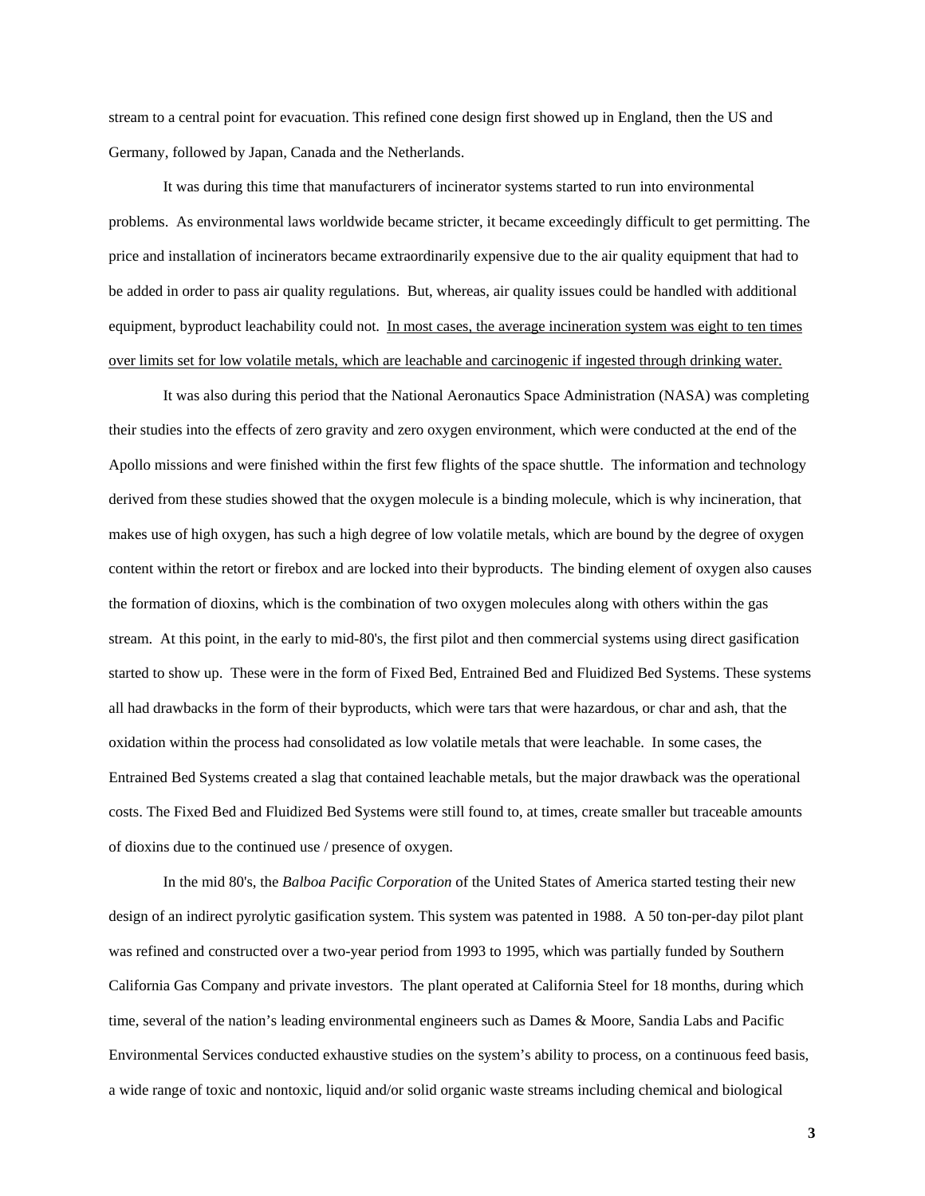stream to a central point for evacuation. This refined cone design first showed up in England, then the US and Germany, followed by Japan, Canada and the Netherlands.

It was during this time that manufacturers of incinerator systems started to run into environmental problems. As environmental laws worldwide became stricter, it became exceedingly difficult to get permitting. The price and installation of incinerators became extraordinarily expensive due to the air quality equipment that had to be added in order to pass air quality regulations. But, whereas, air quality issues could be handled with additional equipment, byproduct leachability could not. <u>In most cases, the average incineration system was eight to ten times over limits set for low volatile metals, which are leachable and carcinogenic if ingested through drinking water.</u>

It was also during this period that the National Aeronautics Space Administration (NASA) was completing their studies into the effects of zero gravity and zero oxygen environment, which were conducted at the end of the Apollo missions and were finished within the first few flights of the space shuttle. The information and technology derived from these studies showed that the oxygen molecule is a binding molecule, which is why incineration, that makes use of high oxygen, has such a high degree of low volatile metals, which are bound by the degree of oxygen content within the retort or firebox and are locked into their byproducts. The binding element of oxygen also causes the formation of dioxins, which is the combination of two oxygen molecules along with others within the gas stream. At this point, in the early to mid-80's, the first pilot and then commercial systems using direct gasification started to show up. These were in the form of Fixed Bed, Entrained Bed and Fluidized Bed Systems. These systems all had drawbacks in the form of their byproducts, which were tars that were hazardous, or char and ash, that the oxidation within the process had consolidated as low volatile metals that were leachable. In some cases, the Entrained Bed Systems created a slag that contained leachable metals, but the major drawback was the operational costs. The Fixed Bed and Fluidized Bed Systems were still found to, at times, create smaller but traceable amounts of dioxins due to the continued use / presence of oxygen.

In the mid 80's, the *Balboa Pacific Corporation* of the United States of America started testing their new design of an indirect pyrolytic gasification system. This system was patented in 1988. A 50 ton-per-day pilot plant was refined and constructed over a two-year period from 1993 to 1995, which was partially funded by Southern California Gas Company and private investors. The plant operated at California Steel for 18 months, during which time, several of the nation's leading environmental engineers such as Dames & Moore, Sandia Labs and Pacific Environmental Services conducted exhaustive studies on the system's ability to process, on a continuous feed basis, a wide range of toxic and nontoxic, liquid and/or solid organic waste streams including chemical and biological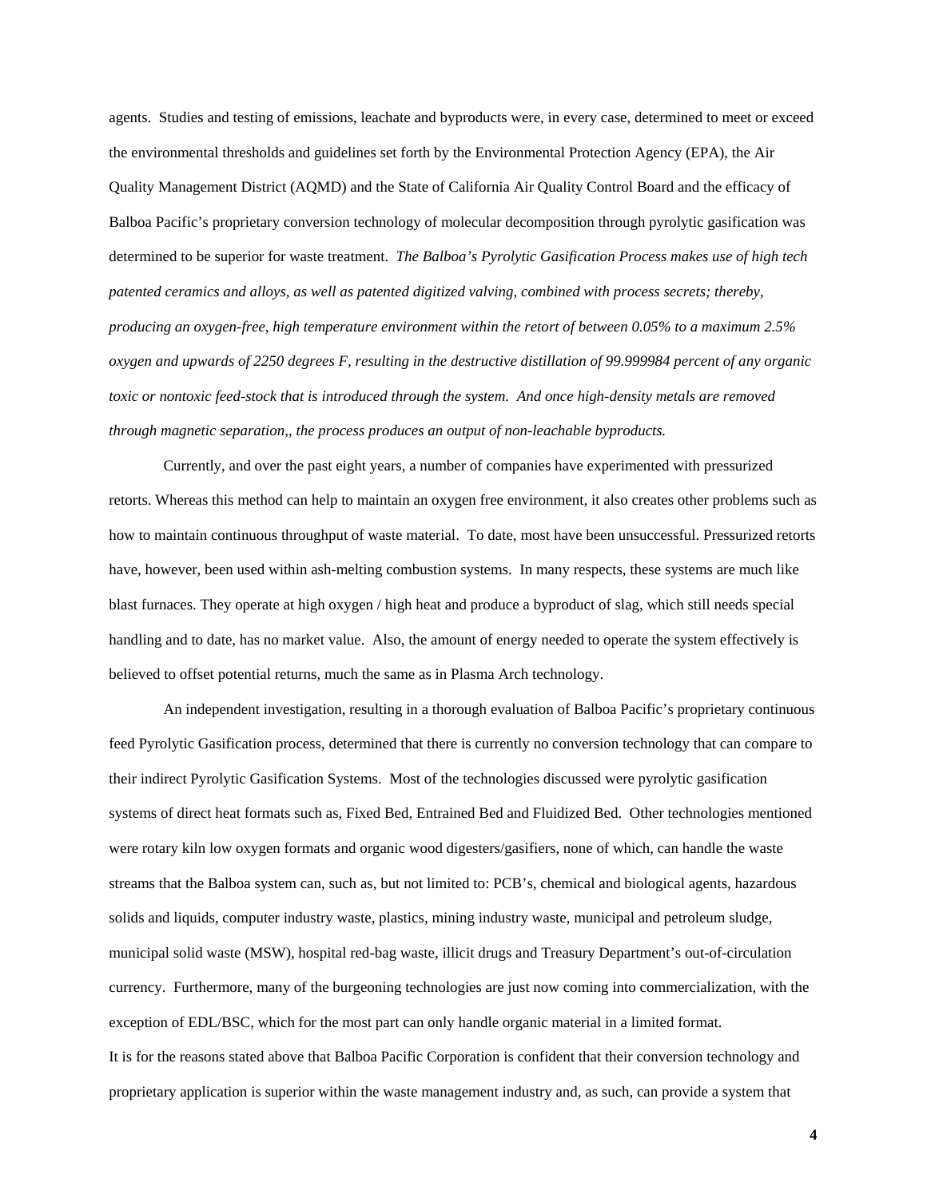agents. Studies and testing of emissions, leachate and byproducts were, in every case, determined to meet or exceed the environmental thresholds and guidelines set forth by the Environmental Protection Agency (EPA), the Air Quality Management District (AQMD) and the State of California Air Quality Control Board and the efficacy of Balboa Pacific's proprietary conversion technology of molecular decomposition through pyrolytic gasification was determined to be superior for waste treatment. *The Balboa's Pyrolytic Gasification Process makes use of high tech patented ceramics and alloys, as well as patented digitized valving, combined with process secrets; thereby, producing an oxygen-free, high temperature environment within the retort of between 0.05% to a maximum 2.5% oxygen and upwards of 2250 degrees F, resulting in the destructive distillation of 99.999984 percent of any organic toxic or nontoxic feed-stock that is introduced through the system. And once high-density metals are removed through magnetic separation,, the process produces an output of non-leachable byproducts.*

Currently, and over the past eight years, a number of companies have experimented with pressurized retorts. Whereas this method can help to maintain an oxygen free environment, it also creates other problems such as how to maintain continuous throughput of waste material. To date, most have been unsuccessful. Pressurized retorts have, however, been used within ash-melting combustion systems. In many respects, these systems are much like blast furnaces. They operate at high oxygen / high heat and produce a byproduct of slag, which still needs special handling and to date, has no market value. Also, the amount of energy needed to operate the system effectively is believed to offset potential returns, much the same as in Plasma Arch technology.

An independent investigation, resulting in a thorough evaluation of Balboa Pacific's proprietary continuous feed Pyrolytic Gasification process, determined that there is currently no conversion technology that can compare to their indirect Pyrolytic Gasification Systems. Most of the technologies discussed were pyrolytic gasification systems of direct heat formats such as, Fixed Bed, Entrained Bed and Fluidized Bed. Other technologies mentioned were rotary kiln low oxygen formats and organic wood digesters/gasifiers, none of which, can handle the waste streams that the Balboa system can, such as, but not limited to: PCB's, chemical and biological agents, hazardous solids and liquids, computer industry waste, plastics, mining industry waste, municipal and petroleum sludge, municipal solid waste (MSW), hospital red-bag waste, illicit drugs and Treasury Department's out-of-circulation currency. Furthermore, many of the burgeoning technologies are just now coming into commercialization, with the exception of EDL/BSC, which for the most part can only handle organic material in a limited format.

It is for the reasons stated above that Balboa Pacific Corporation is confident that their conversion technology and proprietary application is superior within the waste management industry and, as such, can provide a system that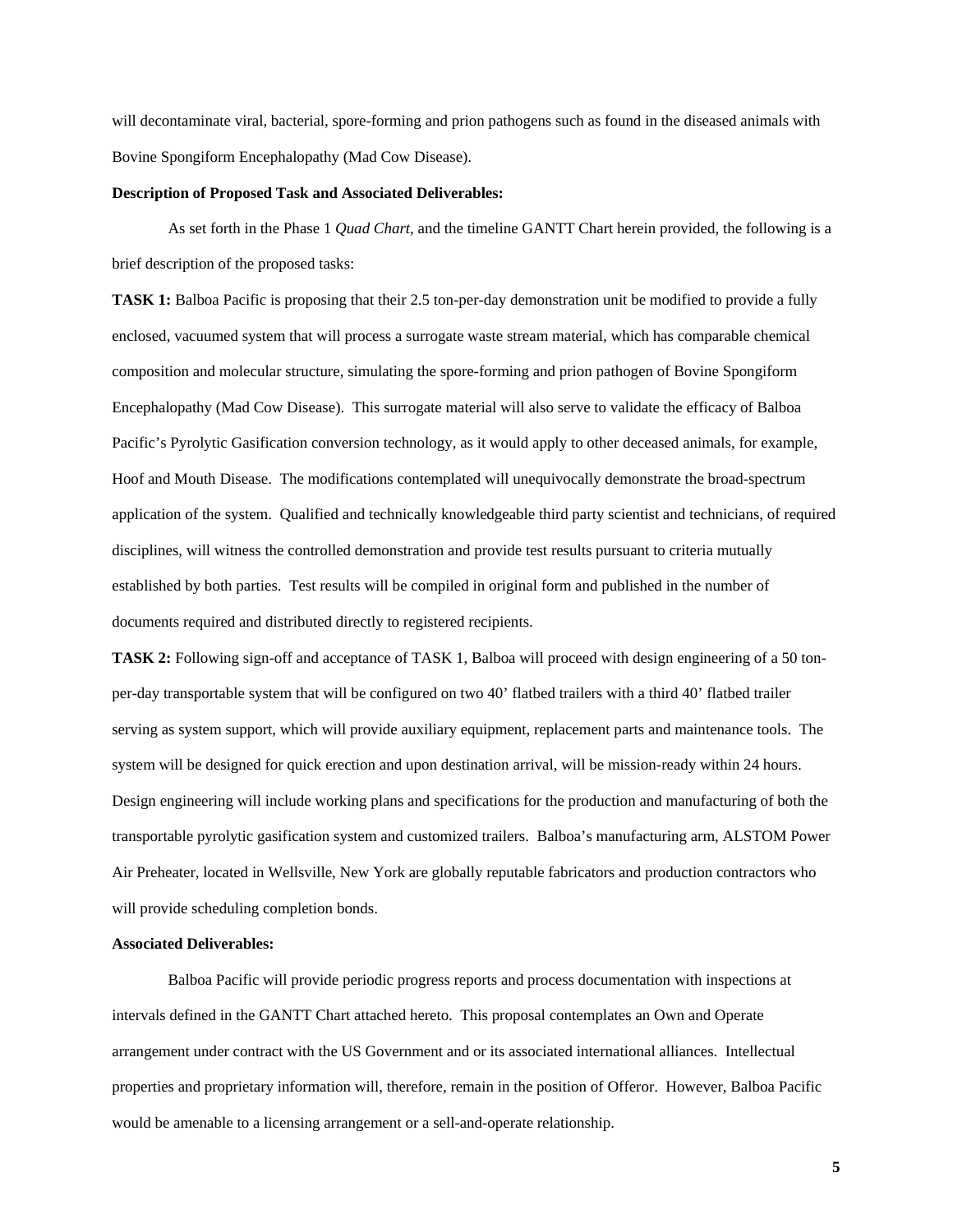will decontaminate viral, bacterial, spore-forming and prion pathogens such as found in the diseased animals with Bovine Spongiform Encephalopathy (Mad Cow Disease).

**Description of Proposed Task and Associated Deliverables:**

As set forth in the Phase 1 *Quad Chart*, and the timeline GANTT Chart herein provided, the following is a brief description of the proposed tasks:

**TASK 1:** Balboa Pacific is proposing that their 2.5 ton-per-day demonstration unit be modified to provide a fully enclosed, vacuumed system that will process a surrogate waste stream material, which has comparable chemical composition and molecular structure, simulating the spore-forming and prion pathogen of Bovine Spongiform Encephalopathy (Mad Cow Disease). This surrogate material will also serve to validate the efficacy of Balboa Pacific's Pyrolytic Gasification conversion technology, as it would apply to other deceased animals, for example, Hoof and Mouth Disease. The modifications contemplated will unequivocally demonstrate the broad-spectrum application of the system. Qualified and technically knowledgeable third party scientist and technicians, of required disciplines, will witness the controlled demonstration and provide test results pursuant to criteria mutually established by both parties. Test results will be compiled in original form and published in the number of documents required and distributed directly to registered recipients.

**TASK 2:** Following sign-off and acceptance of TASK 1, Balboa will proceed with design engineering of a 50 ton-per-day transportable system that will be configured on two 40' flatbed trailers with a third 40' flatbed trailer serving as system support, which will provide auxiliary equipment, replacement parts and maintenance tools. The system will be designed for quick erection and upon destination arrival, will be mission-ready within 24 hours. Design engineering will include working plans and specifications for the production and manufacturing of both the transportable pyrolytic gasification system and customized trailers. Balboa's manufacturing arm, ALSTOM Power Air Preheater, located in Wellsville, New York are globally reputable fabricators and production contractors who will provide scheduling completion bonds.

**Associated Deliverables:**

Balboa Pacific will provide periodic progress reports and process documentation with inspections at intervals defined in the GANTT Chart attached hereto. This proposal contemplates an Own and Operate arrangement under contract with the US Government and or its associated international alliances. Intellectual properties and proprietary information will, therefore, remain in the position of Offeror. However, Balboa Pacific would be amenable to a licensing arrangement or a sell-and-operate relationship.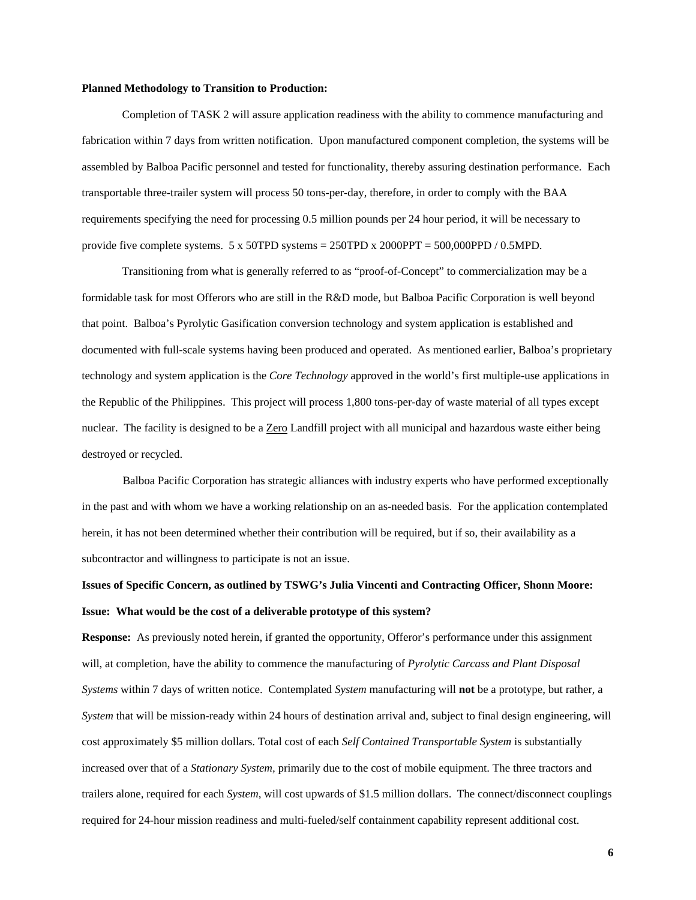**Planned Methodology to Transition to Production:**

Completion of TASK 2 will assure application readiness with the ability to commence manufacturing and fabrication within 7 days from written notification. Upon manufactured component completion, the systems will be assembled by Balboa Pacific personnel and tested for functionality, thereby assuring destination performance. Each transportable three-trailer system will process 50 tons-per-day, therefore, in order to comply with the BAA requirements specifying the need for processing 0.5 million pounds per 24 hour period, it will be necessary to provide five complete systems. 5 x 50TPD systems = 250TPD x 2000PPT = 500,000PPD / 0.5MPD.

Transitioning from what is generally referred to as "proof-of-Concept" to commercialization may be a formidable task for most Offerors who are still in the R&D mode, but Balboa Pacific Corporation is well beyond that point. Balboa's Pyrolytic Gasification conversion technology and system application is established and documented with full-scale systems having been produced and operated. As mentioned earlier, Balboa's proprietary technology and system application is the *Core Technology* approved in the world's first multiple-use applications in the Republic of the Philippines. This project will process 1,800 tons-per-day of waste material of all types except nuclear. The facility is designed to be a Zero Landfill project with all municipal and hazardous waste either being destroyed or recycled.

Balboa Pacific Corporation has strategic alliances with industry experts who have performed exceptionally in the past and with whom we have a working relationship on an as-needed basis. For the application contemplated herein, it has not been determined whether their contribution will be required, but if so, their availability as a subcontractor and willingness to participate is not an issue.

**Issues of Specific Concern, as outlined by TSWG's Julia Vincenti and Contracting Officer, Shonn Moore:**

**Issue: What would be the cost of a deliverable prototype of this system?**

**Response:** As previously noted herein, if granted the opportunity, Offeror's performance under this assignment will, at completion, have the ability to commence the manufacturing of *Pyrolytic Carcass and Plant Disposal Systems* within 7 days of written notice. Contemplated *System* manufacturing will **not** be a prototype, but rather, a *System* that will be mission-ready within 24 hours of destination arrival and, subject to final design engineering, will cost approximately $5 million dollars. Total cost of each *Self Contained Transportable System* is substantially increased over that of a *Stationary System*, primarily due to the cost of mobile equipment. The three tractors and trailers alone, required for each *System*, will cost upwards of $1.5 million dollars. The connect/disconnect couplings required for 24-hour mission readiness and multi-fueled/self containment capability represent additional cost.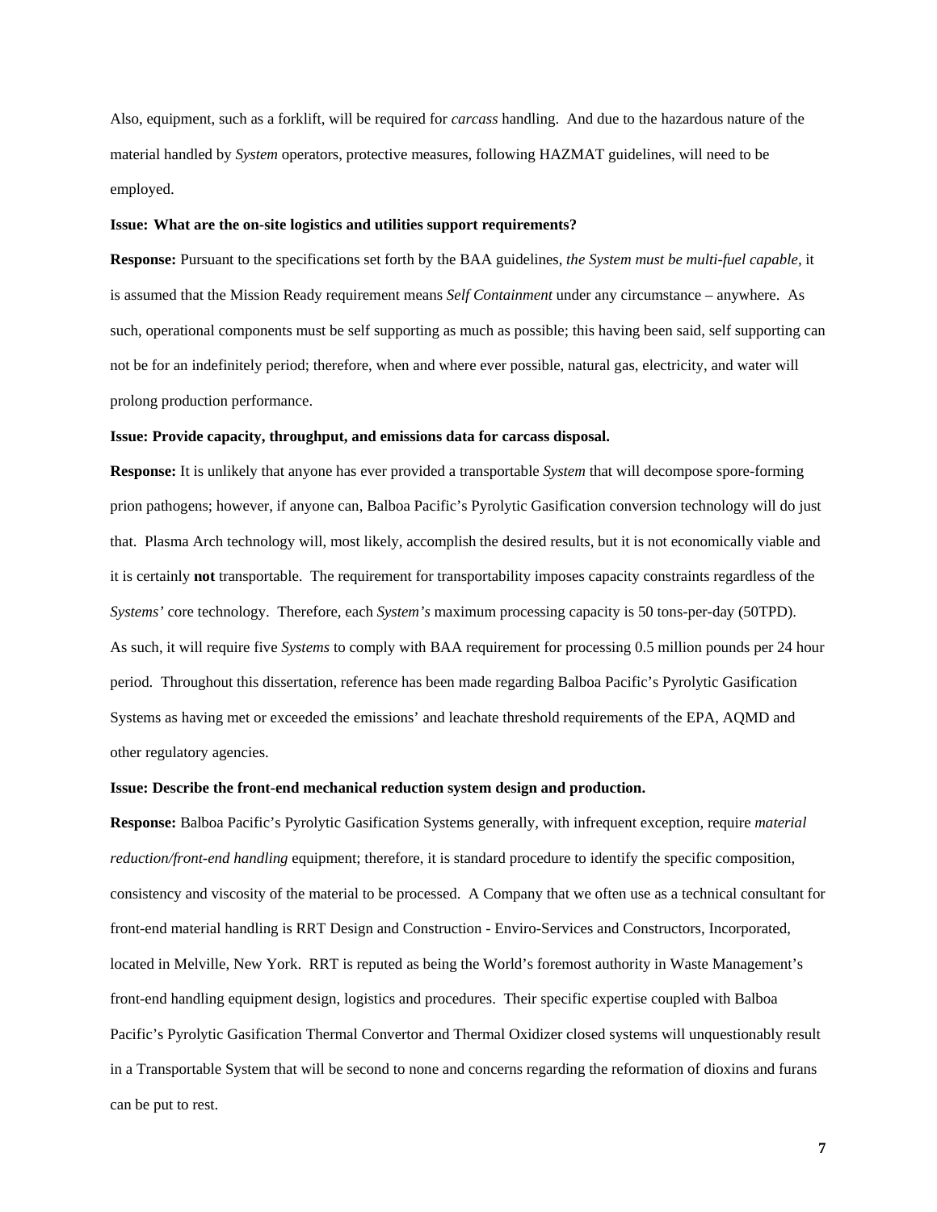Also, equipment, such as a forklift, will be required for *carcass* handling. And due to the hazardous nature of the material handled by *System* operators, protective measures, following HAZMAT guidelines, will need to be employed.

**Issue: What are the on-site logistics and utilities support requirements?**

**Response:** Pursuant to the specifications set forth by the BAA guidelines, *the System must be multi-fuel capable,* it is assumed that the Mission Ready requirement means *Self Containment* under any circumstance – anywhere. As such, operational components must be self supporting as much as possible; this having been said, self supporting can not be for an indefinitely period; therefore, when and where ever possible, natural gas, electricity, and water will prolong production performance.

**Issue: Provide capacity, throughput, and emissions data for carcass disposal.**

**Response:** It is unlikely that anyone has ever provided a transportable *System* that will decompose spore-forming prion pathogens; however, if anyone can, Balboa Pacific's Pyrolytic Gasification conversion technology will do just that. Plasma Arch technology will, most likely, accomplish the desired results, but it is not economically viable and it is certainly **not** transportable. The requirement for transportability imposes capacity constraints regardless of the *Systems'* core technology. Therefore, each *System's* maximum processing capacity is 50 tons-per-day (50TPD). As such, it will require five *Systems* to comply with BAA requirement for processing 0.5 million pounds per 24 hour period. Throughout this dissertation, reference has been made regarding Balboa Pacific's Pyrolytic Gasification Systems as having met or exceeded the emissions' and leachate threshold requirements of the EPA, AQMD and other regulatory agencies.

**Issue: Describe the front-end mechanical reduction system design and production.**

**Response:** Balboa Pacific's Pyrolytic Gasification Systems generally, with infrequent exception, require *material reduction/front-end handling* equipment; therefore, it is standard procedure to identify the specific composition, consistency and viscosity of the material to be processed. A Company that we often use as a technical consultant for front-end material handling is RRT Design and Construction - Enviro-Services and Constructors, Incorporated, located in Melville, New York. RRT is reputed as being the World's foremost authority in Waste Management's front-end handling equipment design, logistics and procedures. Their specific expertise coupled with Balboa Pacific's Pyrolytic Gasification Thermal Convertor and Thermal Oxidizer closed systems will unquestionably result in a Transportable System that will be second to none and concerns regarding the reformation of dioxins and furans can be put to rest.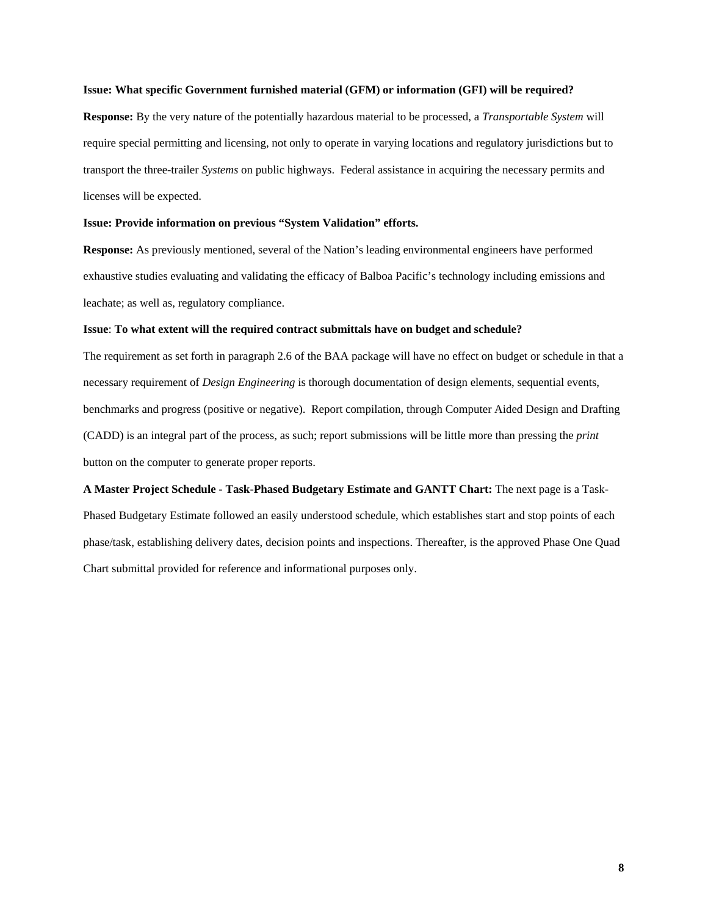**Issue: What specific Government furnished material (GFM) or information (GFI) will be required?**

**Response:** By the very nature of the potentially hazardous material to be processed, a *Transportable System* will require special permitting and licensing, not only to operate in varying locations and regulatory jurisdictions but to transport the three-trailer *Systems* on public highways. Federal assistance in acquiring the necessary permits and licenses will be expected.

**Issue: Provide information on previous "System Validation" efforts.**

**Response:** As previously mentioned, several of the Nation's leading environmental engineers have performed exhaustive studies evaluating and validating the efficacy of Balboa Pacific's technology including emissions and leachate; as well as, regulatory compliance.

**Issue**: **To what extent will the required contract submittals have on budget and schedule?**

The requirement as set forth in paragraph 2.6 of the BAA package will have no effect on budget or schedule in that a necessary requirement of *Design Engineering* is thorough documentation of design elements, sequential events, benchmarks and progress (positive or negative). Report compilation, through Computer Aided Design and Drafting (CADD) is an integral part of the process, as such; report submissions will be little more than pressing the *print* button on the computer to generate proper reports.

**A Master Project Schedule - Task-Phased Budgetary Estimate and GANTT Chart:** The next page is a Task-Phased Budgetary Estimate followed an easily understood schedule, which establishes start and stop points of each phase/task, establishing delivery dates, decision points and inspections. Thereafter, is the approved Phase One Quad Chart submittal provided for reference and informational purposes only.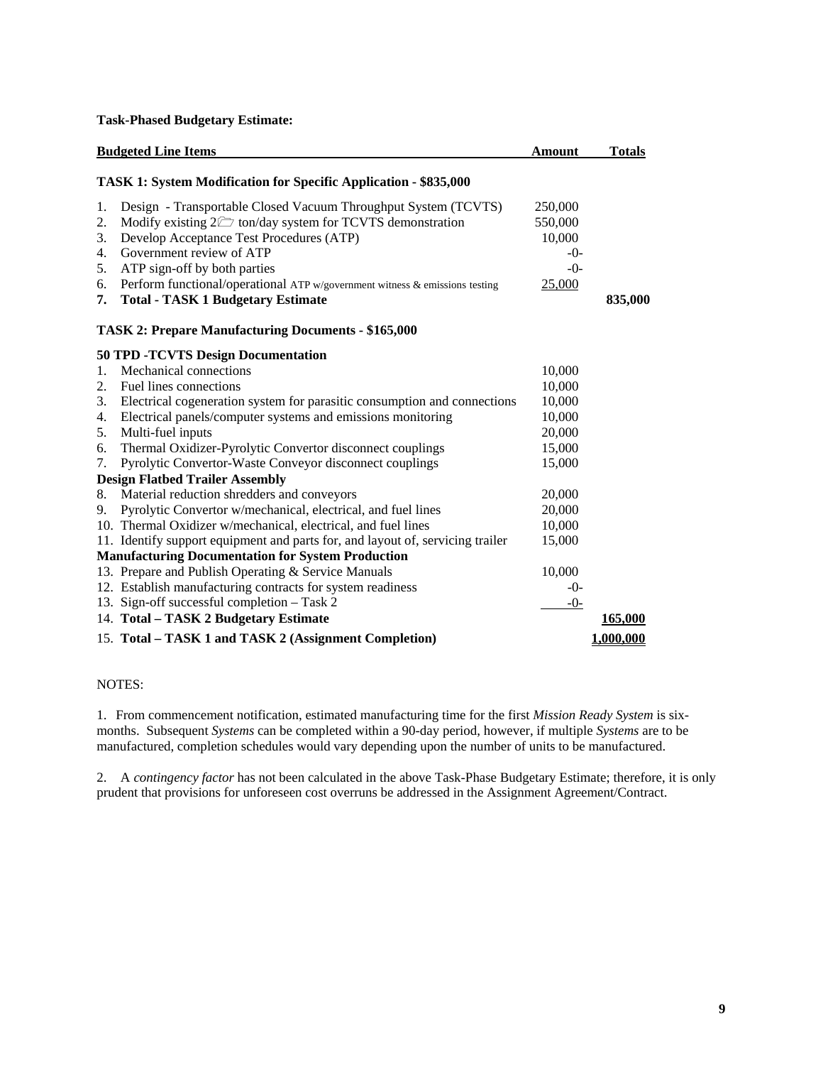**Task-Phased Budgetary Estimate:**

| Budgeted Line Items | Amount | Totals |
|---|---|---|
| **TASK 1: System Modification for Specific Application - $835,000** | | |
| 1. Design - Transportable Closed Vacuum Throughput System (TCVTS) | 250,000 | |
| 2. Modify existing 2🗀 ton/day system for TCVTS demonstration | 550,000 | |
| 3. Develop Acceptance Test Procedures (ATP) | 10,000 | |
| 4. Government review of ATP | -0- | |
| 5. ATP sign-off by both parties | -0- | |
| 6. Perform functional/operational ATP w/government witness & emissions testing | 25,000 | |
| 7. **Total - TASK 1 Budgetary Estimate** | | **835,000** |
| **TASK 2: Prepare Manufacturing Documents - $165,000** | | |
| **50 TPD -TCVTS Design Documentation** | | |
| 1. Mechanical connections | 10,000 | |
| 2. Fuel lines connections | 10,000 | |
| 3. Electrical cogeneration system for parasitic consumption and connections | 10,000 | |
| 4. Electrical panels/computer systems and emissions monitoring | 10,000 | |
| 5. Multi-fuel inputs | 20,000 | |
| 6. Thermal Oxidizer-Pyrolytic Convertor disconnect couplings | 15,000 | |
| 7. Pyrolytic Convertor-Waste Conveyor disconnect couplings | 15,000 | |
| **Design Flatbed Trailer Assembly** | | |
| 8. Material reduction shredders and conveyors | 20,000 | |
| 9. Pyrolytic Convertor w/mechanical, electrical, and fuel lines | 20,000 | |
| 10. Thermal Oxidizer w/mechanical, electrical, and fuel lines | 10,000 | |
| 11. Identify support equipment and parts for, and layout of, servicing trailer | 15,000 | |
| **Manufacturing Documentation for System Production** | | |
| 13. Prepare and Publish Operating & Service Manuals | 10,000 | |
| 12. Establish manufacturing contracts for system readiness | -0- | |
| 13. Sign-off successful completion – Task 2 | -0- | |
| 14. **Total – TASK 2 Budgetary Estimate** | | **165,000** |
| 15. **Total – TASK 1 and TASK 2 (Assignment Completion)** | | **1,000,000** |

NOTES:

1. From commencement notification, estimated manufacturing time for the first *Mission Ready System* is six-months. Subsequent *Systems* can be completed within a 90-day period, however, if multiple *Systems* are to be manufactured, completion schedules would vary depending upon the number of units to be manufactured.

2. A *contingency factor* has not been calculated in the above Task-Phase Budgetary Estimate; therefore, it is only prudent that provisions for unforeseen cost overruns be addressed in the Assignment Agreement/Contract.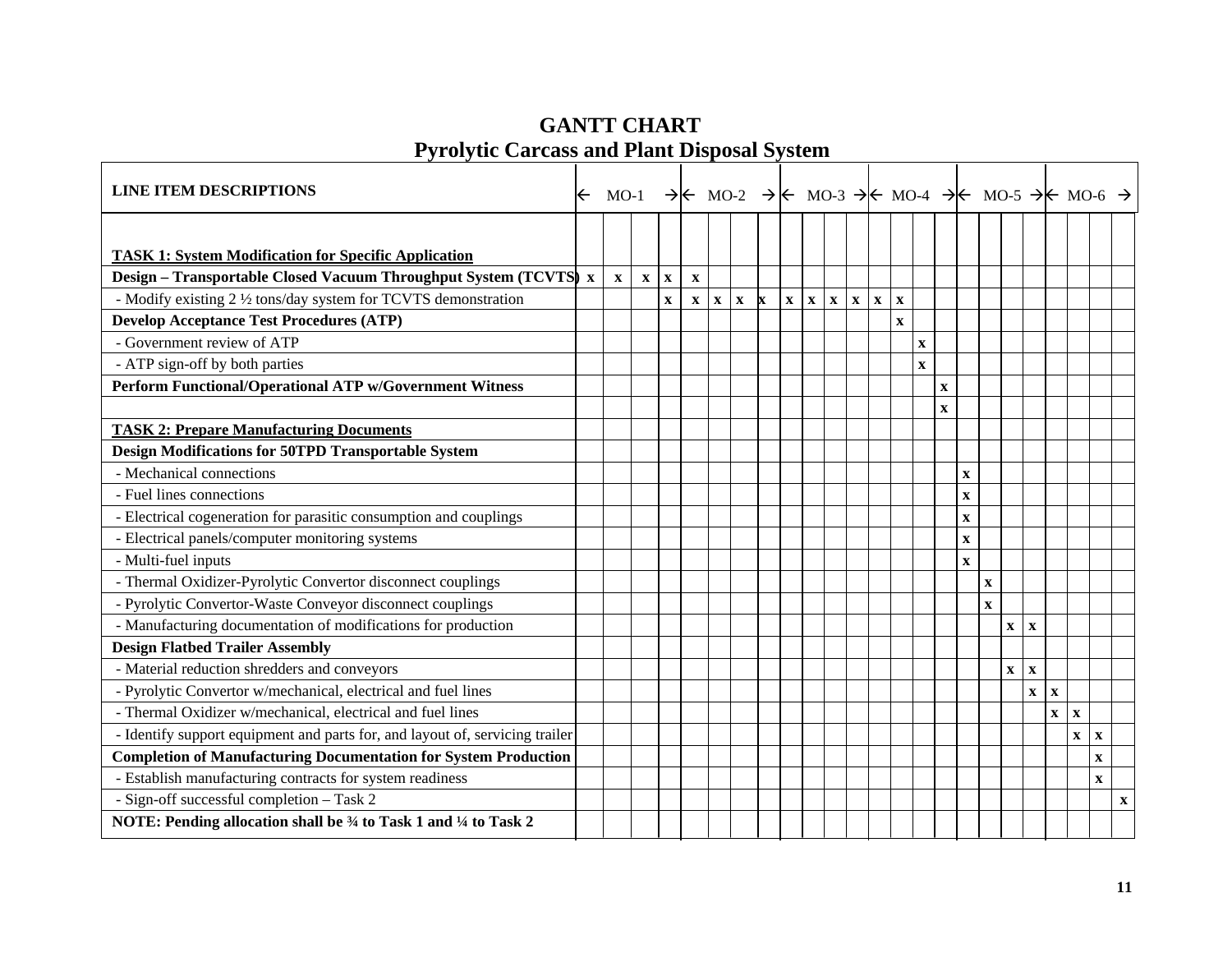# GANTT CHART
## Pyrolytic Carcass and Plant Disposal System

| LINE ITEM DESCRIPTIONS | ← MO-1 → | | | | ← MO-2 → | | | | ← MO-3 → | | | | ← MO-4 → | | | | ← MO-5 → | | | | ← MO-6 → | | | |
|---|---|---|---|---|---|---|---|---|---|---|---|---|---|---|---|---|---|---|---|---|---|---|---|---|
| **<u>TASK 1: System Modification for Specific Application</u>** | | | | | | | | | | | | | | | | | | | | | | | | |
| **Design – Transportable Closed Vacuum Throughput System (TCVTS)** | x | x | x | x | x | | | | | | | | | | | | | | | | | | | |
| - Modify existing 2 ½ tons/day system for TCVTS demonstration | | | | x | x | x | x | x | x | x | x | x | x | x | | | | | | | | | | |
| **Develop Acceptance Test Procedures (ATP)** | | | | | | | | | | | | | | x | | | | | | | | | | |
| - Government review of ATP | | | | | | | | | | | | | | | x | | | | | | | | | |
| - ATP sign-off by both parties | | | | | | | | | | | | | | | x | | | | | | | | | |
| **Perform Functional/Operational ATP w/Government Witness** | | | | | | | | | | | | | | | | x | | | | | | | | |
| | | | | | | | | | | | | | | | | x | | | | | | | | |
| **<u>TASK 2: Prepare Manufacturing Documents</u>** | | | | | | | | | | | | | | | | | | | | | | | | |
| **Design Modifications for 50TPD Transportable System** | | | | | | | | | | | | | | | | | | | | | | | | |
| - Mechanical connections | | | | | | | | | | | | | | | | | x | | | | | | | |
| - Fuel lines connections | | | | | | | | | | | | | | | | | x | | | | | | | |
| - Electrical cogeneration for parasitic consumption and couplings | | | | | | | | | | | | | | | | | x | | | | | | | |
| - Electrical panels/computer monitoring systems | | | | | | | | | | | | | | | | | x | | | | | | | |
| - Multi-fuel inputs | | | | | | | | | | | | | | | | | x | | | | | | | |
| - Thermal Oxidizer-Pyrolytic Convertor disconnect couplings | | | | | | | | | | | | | | | | | | x | | | | | | |
| - Pyrolytic Convertor-Waste Conveyor disconnect couplings | | | | | | | | | | | | | | | | | | x | | | | | | |
| - Manufacturing documentation of modifications for production | | | | | | | | | | | | | | | | | | | x | x | | | | |
| **Design Flatbed Trailer Assembly** | | | | | | | | | | | | | | | | | | | | | | | | |
| - Material reduction shredders and conveyors | | | | | | | | | | | | | | | | | | | x | x | | | | |
| - Pyrolytic Convertor w/mechanical, electrical and fuel lines | | | | | | | | | | | | | | | | | | | | x | x | | | |
| - Thermal Oxidizer w/mechanical, electrical and fuel lines | | | | | | | | | | | | | | | | | | | | | x | x | | |
| - Identify support equipment and parts for, and layout of, servicing trailer | | | | | | | | | | | | | | | | | | | | | | x | x | |
| **Completion of Manufacturing Documentation for System Production** | | | | | | | | | | | | | | | | | | | | | | | x | |
| - Establish manufacturing contracts for system readiness | | | | | | | | | | | | | | | | | | | | | | | x | |
| - Sign-off successful completion – Task 2 | | | | | | | | | | | | | | | | | | | | | | | | x |
| **NOTE: Pending allocation shall be ¾ to Task 1 and ¼ to Task 2** | | | | | | | | | | | | | | | | | | | | | | | | |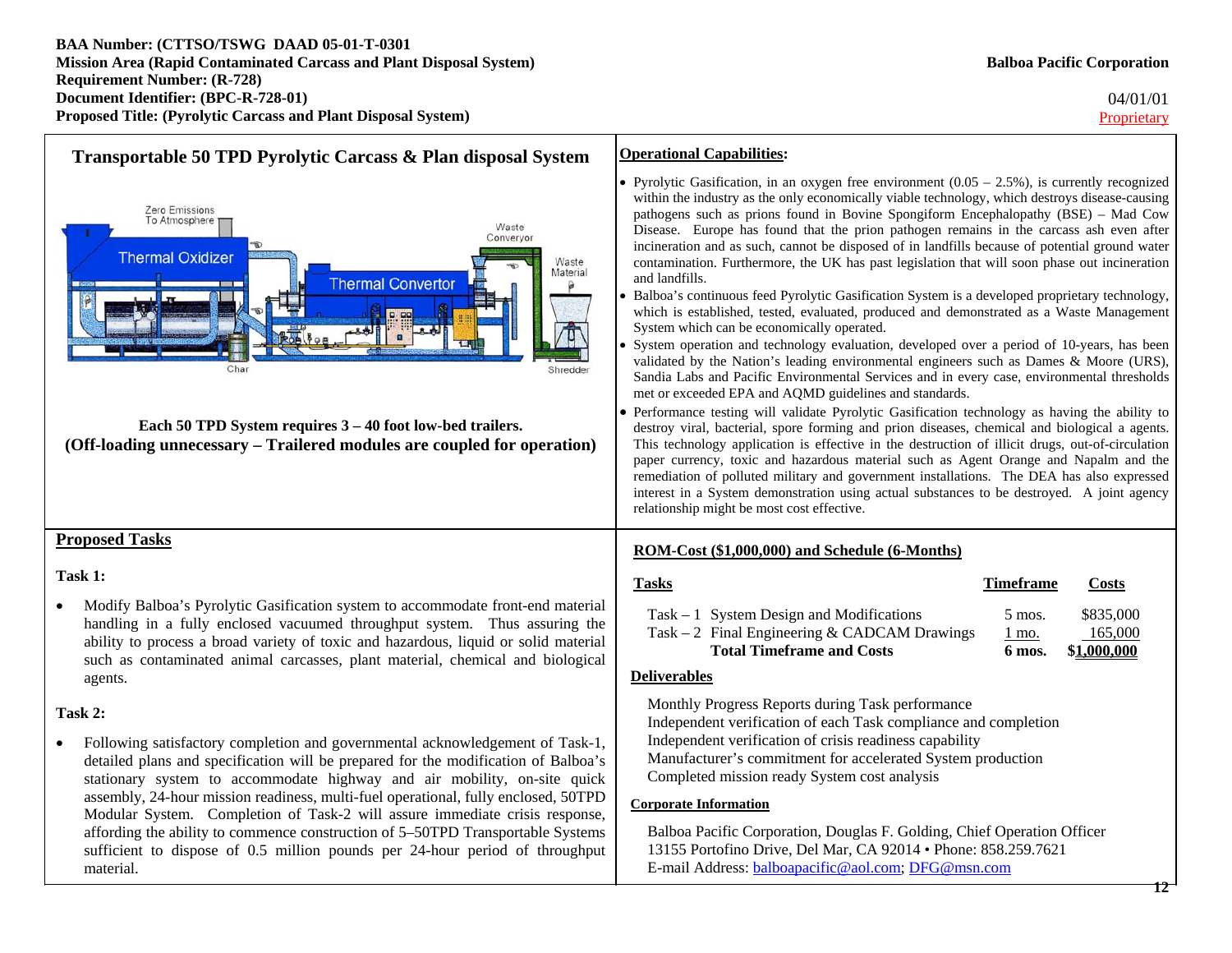**BAA Number: (CTTSO/TSWG DAAD 05-01-T-0301**
**Mission Area (Rapid Contaminated Carcass and Plant Disposal System)**
**Requirement Number: (R-728)**
**Document Identifier: (BPC-R-728-01)**
**Proposed Title: (Pyrolytic Carcass and Plant Disposal System)**

**Balboa Pacific Corporation**

04/01/01
Proprietary

## Transportable 50 TPD Pyrolytic Carcass & Plan disposal System

Zero Emissions To Atmosphere
Thermal Oxidizer
Thermal Convertor
Waste Converyor
Waste Material
Char
Shredder

**Each 50 TPD System requires 3 – 40 foot low-bed trailers.**
**(Off-loading unnecessary – Trailered modules are coupled for operation)**

## Operational Capabilities:

- Pyrolytic Gasification, in an oxygen free environment (0.05 – 2.5%), is currently recognized within the industry as the only economically viable technology, which destroys disease-causing pathogens such as prions found in Bovine Spongiform Encephalopathy (BSE) – Mad Cow Disease. Europe has found that the prion pathogen remains in the carcass ash even after incineration and as such, cannot be disposed of in landfills because of potential ground water contamination. Furthermore, the UK has past legislation that will soon phase out incineration and landfills.
- Balboa's continuous feed Pyrolytic Gasification System is a developed proprietary technology, which is established, tested, evaluated, produced and demonstrated as a Waste Management System which can be economically operated.
- System operation and technology evaluation, developed over a period of 10-years, has been validated by the Nation's leading environmental engineers such as Dames & Moore (URS), Sandia Labs and Pacific Environmental Services and in every case, environmental thresholds met or exceeded EPA and AQMD guidelines and standards.
- Performance testing will validate Pyrolytic Gasification technology as having the ability to destroy viral, bacterial, spore forming and prion diseases, chemical and biological a agents. This technology application is effective in the destruction of illicit drugs, out-of-circulation paper currency, toxic and hazardous material such as Agent Orange and Napalm and the remediation of polluted military and government installations. The DEA has also expressed interest in a System demonstration using actual substances to be destroyed. A joint agency relationship might be most cost effective.

## Proposed Tasks

**Task 1:**

- Modify Balboa's Pyrolytic Gasification system to accommodate front-end material handling in a fully enclosed vacuumed throughput system. Thus assuring the ability to process a broad variety of toxic and hazardous, liquid or solid material such as contaminated animal carcasses, plant material, chemical and biological agents.

**Task 2:**

- Following satisfactory completion and governmental acknowledgement of Task-1, detailed plans and specification will be prepared for the modification of Balboa's stationary system to accommodate highway and air mobility, on-site quick assembly, 24-hour mission readiness, multi-fuel operational, fully enclosed, 50TPD Modular System. Completion of Task-2 will assure immediate crisis response, affording the ability to commence construction of 5–50TPD Transportable Systems sufficient to dispose of 0.5 million pounds per 24-hour period of throughput material.

## ROM-Cost ($1,000,000) and Schedule (6-Months)

| Tasks | Timeframe | Costs |
|---|---|---|
| Task – 1 System Design and Modifications | 5 mos. | $835,000 |
| Task – 2 Final Engineering & CADCAM Drawings | 1 mo. | 165,000 |
| **Total Timeframe and Costs** | **6 mos.** | **$1,000,000** |

### Deliverables

Monthly Progress Reports during Task performance
Independent verification of each Task compliance and completion
Independent verification of crisis readiness capability
Manufacturer's commitment for accelerated System production
Completed mission ready System cost analysis

### Corporate Information

Balboa Pacific Corporation, Douglas F. Golding, Chief Operation Officer
13155 Portofino Drive, Del Mar, CA 92014 • Phone: 858.259.7621
E-mail Address: balboapacific@aol.com; DFG@msn.com